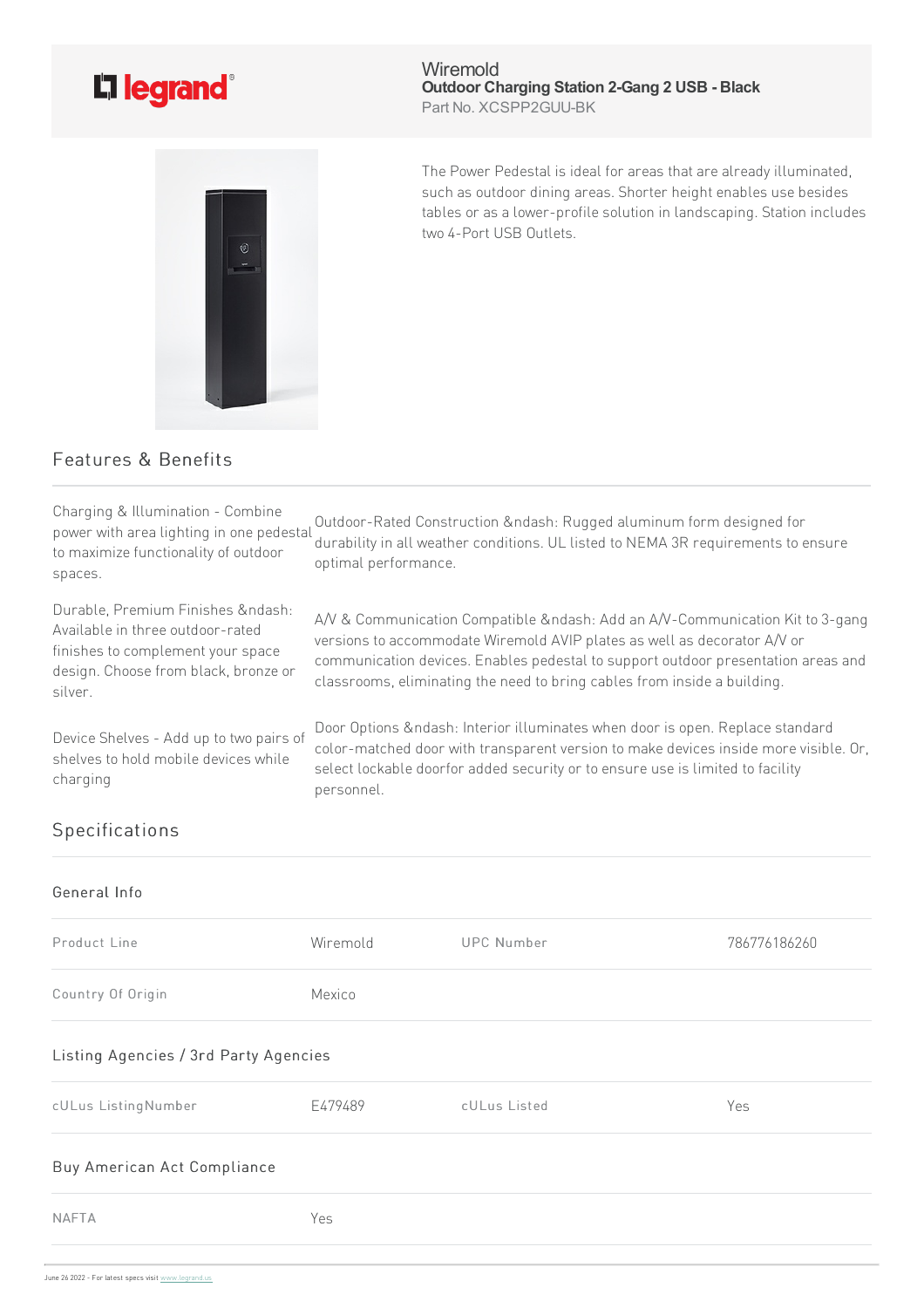Wiremold
**Outdoor Charging Station 2-Gang 2 USB - Black**
Part No. XCSPP2GUU-BK

The Power Pedestal is ideal for areas that are already illuminated, such as outdoor dining areas. Shorter height enables use besides tables or as a lower-profile solution in landscaping. Station includes two 4-Port USB Outlets.

## Features & Benefits

Charging & Illumination - Combine power with area lighting in one pedestal to maximize functionality of outdoor spaces.

Outdoor-Rated Construction &ndash: Rugged aluminum form designed for durability in all weather conditions. UL listed to NEMA 3R requirements to ensure optimal performance.

Durable, Premium Finishes &ndash: Available in three outdoor-rated finishes to complement your space design. Choose from black, bronze or silver.

A/V & Communication Compatible &ndash: Add an A/V-Communication Kit to 3-gang versions to accommodate Wiremold AVIP plates as well as decorator A/V or communication devices. Enables pedestal to support outdoor presentation areas and classrooms, eliminating the need to bring cables from inside a building.

Device Shelves - Add up to two pairs of shelves to hold mobile devices while charging

Door Options &ndash: Interior illuminates when door is open. Replace standard color-matched door with transparent version to make devices inside more visible. Or, select lockable doorfor added security or to ensure use is limited to facility personnel.

## Specifications

### General Info

| | | | |
|---|---|---|---|
| Product Line | Wiremold | UPC Number | 786776186260 |
| Country Of Origin | Mexico | | |

### Listing Agencies / 3rd Party Agencies

| | | | |
|---|---|---|---|
| cULus ListingNumber | E479489 | cULus Listed | Yes |

### Buy American Act Compliance

| | |
|---|---|
| NAFTA | Yes |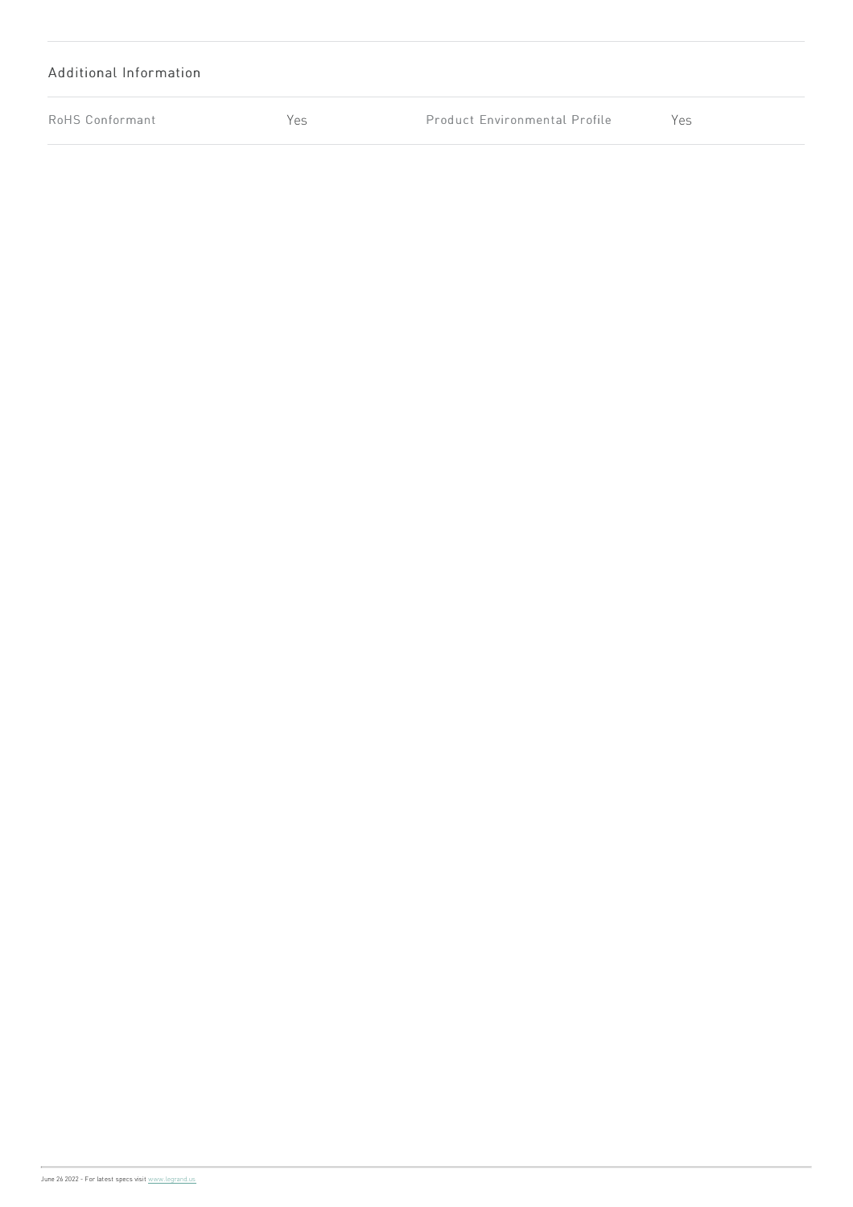## Additional Information

| | | | |
|---|---|---|---|
| RoHS Conformant | Yes | Product Environmental Profile | Yes |

June 26 2022 - For latest specs visit www.legrand.us